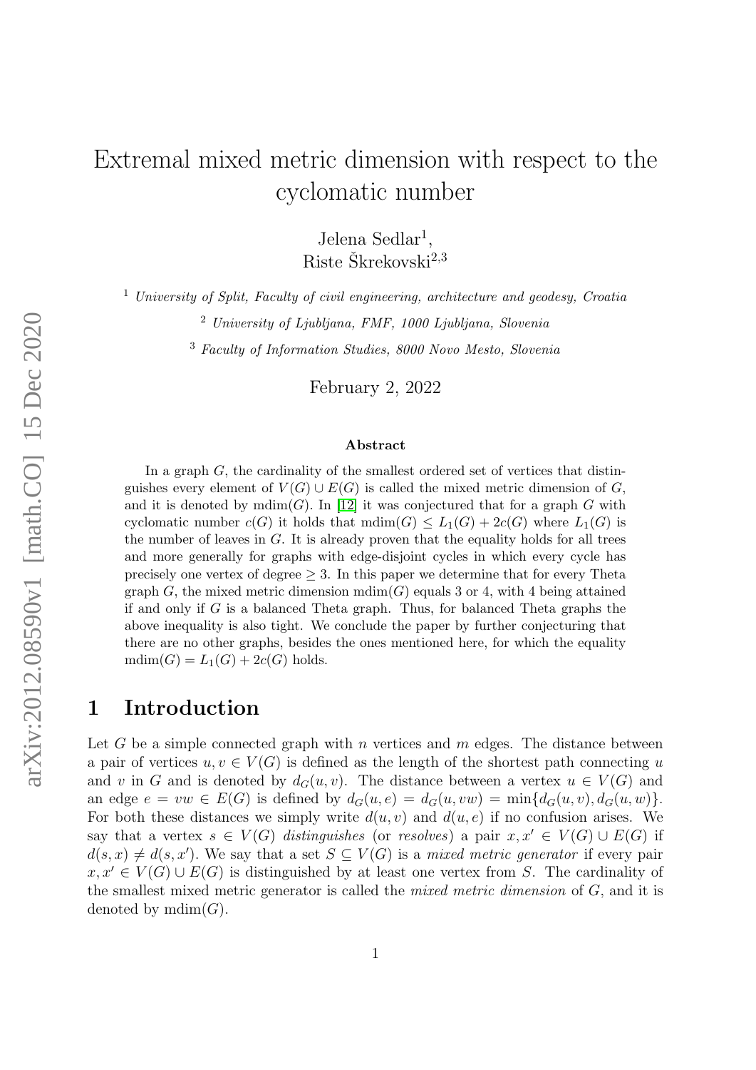# Extremal mixed metric dimension with respect to the cyclomatic number

Jelena Sedlar[1],
Riste Škrekovski[2,3]

[1] *University of Split, Faculty of civil engineering, architecture and geodesy, Croatia*

[2] *University of Ljubljana, FMF, 1000 Ljubljana, Slovenia*

[3] *Faculty of Information Studies, 8000 Novo Mesto, Slovenia*

February 2, 2022

### Abstract

In a graph $G$, the cardinality of the smallest ordered set of vertices that distinguishes every element of $V(G) \cup E(G)$ is called the mixed metric dimension of $G$, and it is denoted by $\mathrm{mdim}(G)$. In [12] it was conjectured that for a graph $G$ with cyclomatic number $c(G)$ it holds that $\mathrm{mdim}(G) \leq L_1(G) + 2c(G)$ where $L_1(G)$ is the number of leaves in $G$. It is already proven that the equality holds for all trees and more generally for graphs with edge-disjoint cycles in which every cycle has precisely one vertex of degree $\geq 3$. In this paper we determine that for every Theta graph $G$, the mixed metric dimension $\mathrm{mdim}(G)$ equals 3 or 4, with 4 being attained if and only if $G$ is a balanced Theta graph. Thus, for balanced Theta graphs the above inequality is also tight. We conclude the paper by further conjecturing that there are no other graphs, besides the ones mentioned here, for which the equality $\mathrm{mdim}(G) = L_1(G) + 2c(G)$ holds.

## 1 Introduction

Let $G$ be a simple connected graph with $n$ vertices and $m$ edges. The distance between a pair of vertices $u, v \in V(G)$ is defined as the length of the shortest path connecting $u$ and $v$ in $G$ and is denoted by $d_G(u, v)$. The distance between a vertex $u \in V(G)$ and an edge $e = vw \in E(G)$ is defined by $d_G(u, e) = d_G(u, vw) = \min\{d_G(u, v), d_G(u, w)\}$. For both these distances we simply write $d(u, v)$ and $d(u, e)$ if no confusion arises. We say that a vertex $s \in V(G)$ *distinguishes* (or *resolves*) a pair $x, x' \in V(G) \cup E(G)$ if $d(s, x) \neq d(s, x')$. We say that a set $S \subseteq V(G)$ is a *mixed metric generator* if every pair $x, x' \in V(G) \cup E(G)$ is distinguished by at least one vertex from $S$. The cardinality of the smallest mixed metric generator is called the *mixed metric dimension* of $G$, and it is denoted by $\mathrm{mdim}(G)$.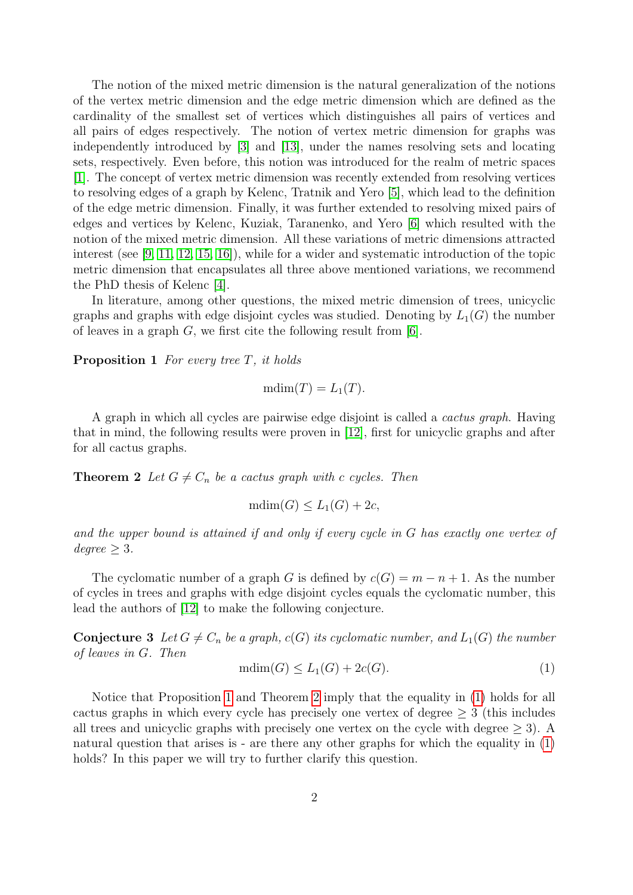The notion of the mixed metric dimension is the natural generalization of the notions of the vertex metric dimension and the edge metric dimension which are defined as the cardinality of the smallest set of vertices which distinguishes all pairs of vertices and all pairs of edges respectively. The notion of vertex metric dimension for graphs was independently introduced by [3] and [13], under the names resolving sets and locating sets, respectively. Even before, this notion was introduced for the realm of metric spaces [1]. The concept of vertex metric dimension was recently extended from resolving vertices to resolving edges of a graph by Kelenc, Tratnik and Yero [5], which lead to the definition of the edge metric dimension. Finally, it was further extended to resolving mixed pairs of edges and vertices by Kelenc, Kuziak, Taranenko, and Yero [6] which resulted with the notion of the mixed metric dimension. All these variations of metric dimensions attracted interest (see [9, 11, 12, 15, 16]), while for a wider and systematic introduction of the topic metric dimension that encapsulates all three above mentioned variations, we recommend the PhD thesis of Kelenc [4].

In literature, among other questions, the mixed metric dimension of trees, unicyclic graphs and graphs with edge disjoint cycles was studied. Denoting by $L_1(G)$ the number of leaves in a graph $G$, we first cite the following result from [6].

**Proposition 1** *For every tree $T$, it holds*

$$\text{mdim}(T) = L_1(T).$$

A graph in which all cycles are pairwise edge disjoint is called a *cactus graph*. Having that in mind, the following results were proven in [12], first for unicyclic graphs and after for all cactus graphs.

**Theorem 2** *Let $G \neq C_n$ be a cactus graph with $c$ cycles. Then*

$$\text{mdim}(G) \leq L_1(G) + 2c,$$

*and the upper bound is attained if and only if every cycle in $G$ has exactly one vertex of degree $\geq 3$.*

The cyclomatic number of a graph $G$ is defined by $c(G) = m - n + 1$. As the number of cycles in trees and graphs with edge disjoint cycles equals the cyclomatic number, this lead the authors of [12] to make the following conjecture.

**Conjecture 3** *Let $G \neq C_n$ be a graph, $c(G)$ its cyclomatic number, and $L_1(G)$ the number of leaves in $G$. Then*

$$\text{mdim}(G) \leq L_1(G) + 2c(G). \tag{1}$$

Notice that Proposition 1 and Theorem 2 imply that the equality in (1) holds for all cactus graphs in which every cycle has precisely one vertex of degree $\geq 3$ (this includes all trees and unicyclic graphs with precisely one vertex on the cycle with degree $\geq 3$). A natural question that arises is - are there any other graphs for which the equality in (1) holds? In this paper we will try to further clarify this question.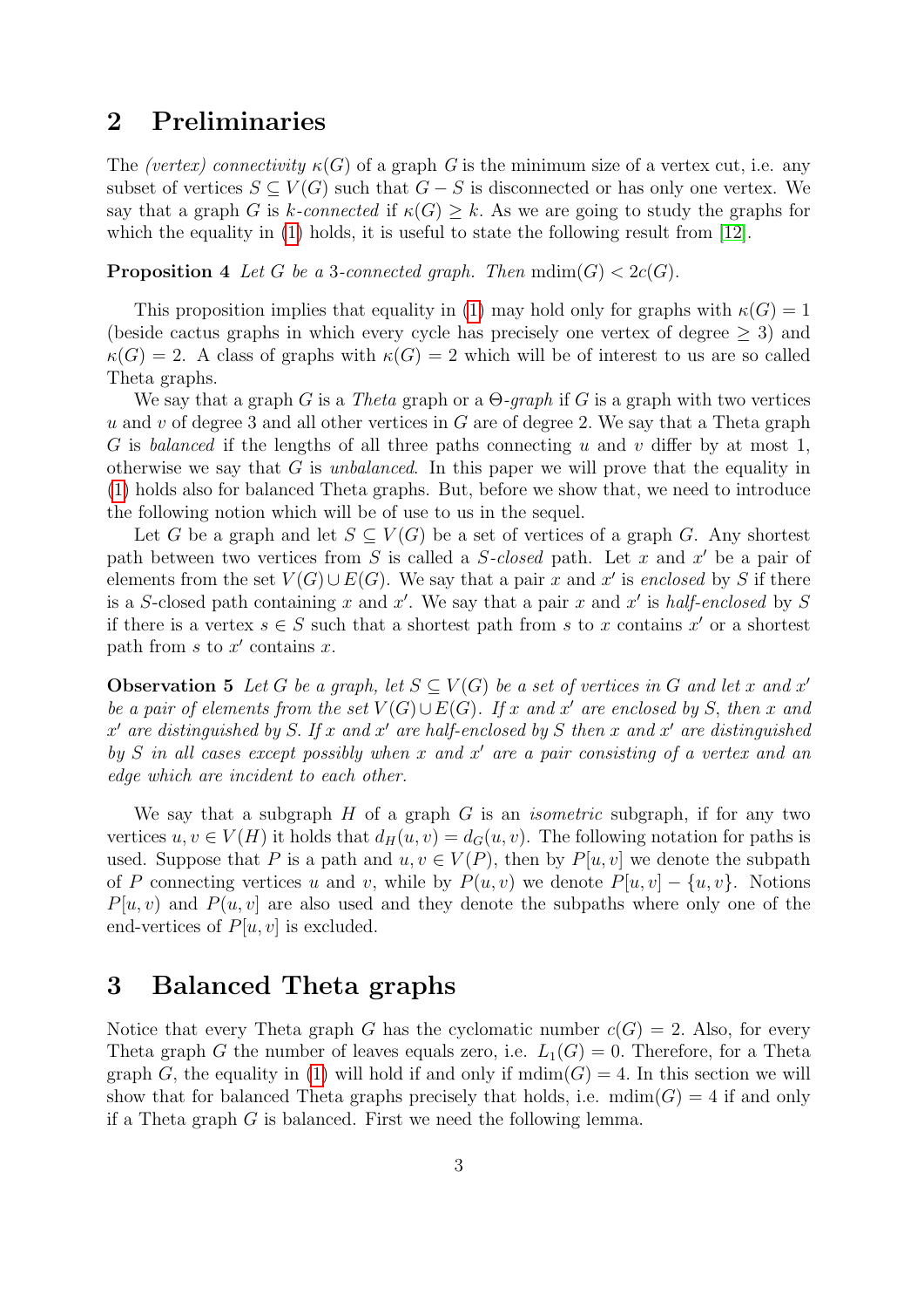## 2 Preliminaries

The *(vertex) connectivity* $\kappa(G)$ of a graph $G$ is the minimum size of a vertex cut, i.e. any subset of vertices $S \subseteq V(G)$ such that $G - S$ is disconnected or has only one vertex. We say that a graph $G$ is *$k$-connected* if $\kappa(G) \geq k$. As we are going to study the graphs for which the equality in (1) holds, it is useful to state the following result from [12].

**Proposition 4** *Let $G$ be a 3-connected graph. Then* $\operatorname{mdim}(G) < 2c(G)$.

This proposition implies that equality in (1) may hold only for graphs with $\kappa(G) = 1$ (beside cactus graphs in which every cycle has precisely one vertex of degree $\geq 3$) and $\kappa(G) = 2$. A class of graphs with $\kappa(G) = 2$ which will be of interest to us are so called Theta graphs.

We say that a graph $G$ is a *Theta* graph or a *$\Theta$-graph* if $G$ is a graph with two vertices $u$ and $v$ of degree 3 and all other vertices in $G$ are of degree 2. We say that a Theta graph $G$ is *balanced* if the lengths of all three paths connecting $u$ and $v$ differ by at most 1, otherwise we say that $G$ is *unbalanced*. In this paper we will prove that the equality in (1) holds also for balanced Theta graphs. But, before we show that, we need to introduce the following notion which will be of use to us in the sequel.

Let $G$ be a graph and let $S \subseteq V(G)$ be a set of vertices of a graph $G$. Any shortest path between two vertices from $S$ is called a *$S$-closed* path. Let $x$ and $x'$ be a pair of elements from the set $V(G) \cup E(G)$. We say that a pair $x$ and $x'$ is *enclosed* by $S$ if there is a $S$-closed path containing $x$ and $x'$. We say that a pair $x$ and $x'$ is *half-enclosed* by $S$ if there is a vertex $s \in S$ such that a shortest path from $s$ to $x$ contains $x'$ or a shortest path from $s$ to $x'$ contains $x$.

**Observation 5** *Let $G$ be a graph, let $S \subseteq V(G)$ be a set of vertices in $G$ and let $x$ and $x'$ be a pair of elements from the set $V(G) \cup E(G)$. If $x$ and $x'$ are enclosed by $S$, then $x$ and $x'$ are distinguished by $S$. If $x$ and $x'$ are half-enclosed by $S$ then $x$ and $x'$ are distinguished by $S$ in all cases except possibly when $x$ and $x'$ are a pair consisting of a vertex and an edge which are incident to each other.*

We say that a subgraph $H$ of a graph $G$ is an *isometric* subgraph, if for any two vertices $u, v \in V(H)$ it holds that $d_H(u, v) = d_G(u, v)$. The following notation for paths is used. Suppose that $P$ is a path and $u, v \in V(P)$, then by $P[u, v]$ we denote the subpath of $P$ connecting vertices $u$ and $v$, while by $P(u, v)$ we denote $P[u, v] - \{u, v\}$. Notions $P[u, v)$ and $P(u, v]$ are also used and they denote the subpaths where only one of the end-vertices of $P[u, v]$ is excluded.

## 3 Balanced Theta graphs

Notice that every Theta graph $G$ has the cyclomatic number $c(G) = 2$. Also, for every Theta graph $G$ the number of leaves equals zero, i.e. $L_1(G) = 0$. Therefore, for a Theta graph $G$, the equality in (1) will hold if and only if $\operatorname{mdim}(G) = 4$. In this section we will show that for balanced Theta graphs precisely that holds, i.e. $\operatorname{mdim}(G) = 4$ if and only if a Theta graph $G$ is balanced. First we need the following lemma.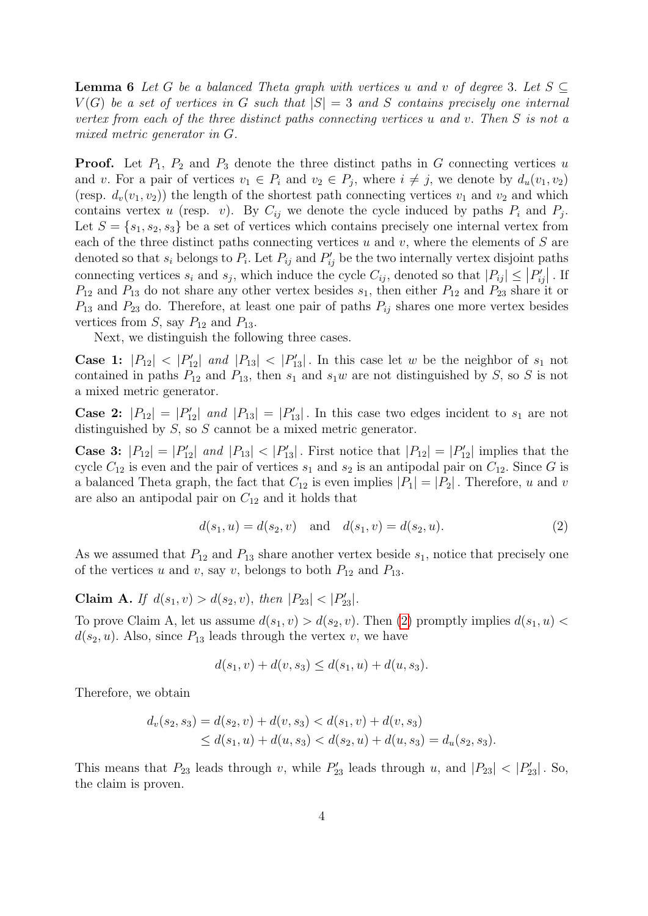**Lemma 6** *Let $G$ be a balanced Theta graph with vertices $u$ and $v$ of degree 3. Let $S \subseteq V(G)$ be a set of vertices in $G$ such that $|S| = 3$ and $S$ contains precisely one internal vertex from each of the three distinct paths connecting vertices $u$ and $v$. Then $S$ is not a mixed metric generator in $G$.*

**Proof.** Let $P_1$, $P_2$ and $P_3$ denote the three distinct paths in $G$ connecting vertices $u$ and $v$. For a pair of vertices $v_1 \in P_i$ and $v_2 \in P_j$, where $i \neq j$, we denote by $d_u(v_1, v_2)$ (resp. $d_v(v_1, v_2)$) the length of the shortest path connecting vertices $v_1$ and $v_2$ and which contains vertex $u$ (resp. $v$). By $C_{ij}$ we denote the cycle induced by paths $P_i$ and $P_j$. Let $S = \{s_1, s_2, s_3\}$ be a set of vertices which contains precisely one internal vertex from each of the three distinct paths connecting vertices $u$ and $v$, where the elements of $S$ are denoted so that $s_i$ belongs to $P_i$. Let $P_{ij}$ and $P'_{ij}$ be the two internally vertex disjoint paths connecting vertices $s_i$ and $s_j$, which induce the cycle $C_{ij}$, denoted so that $|P_{ij}| \leq |P'_{ij}|$. If $P_{12}$ and $P_{13}$ do not share any other vertex besides $s_1$, then either $P_{12}$ and $P_{23}$ share it or $P_{13}$ and $P_{23}$ do. Therefore, at least one pair of paths $P_{ij}$ shares one more vertex besides vertices from $S$, say $P_{12}$ and $P_{13}$.

Next, we distinguish the following three cases.

**Case 1:** *$|P_{12}| < |P'_{12}|$ and $|P_{13}| < |P'_{13}|$.* In this case let $w$ be the neighbor of $s_1$ not contained in paths $P_{12}$ and $P_{13}$, then $s_1$ and $s_1w$ are not distinguished by $S$, so $S$ is not a mixed metric generator.

**Case 2:** *$|P_{12}| = |P'_{12}|$ and $|P_{13}| = |P'_{13}|$.* In this case two edges incident to $s_1$ are not distinguished by $S$, so $S$ cannot be a mixed metric generator.

**Case 3:** *$|P_{12}| = |P'_{12}|$ and $|P_{13}| < |P'_{13}|$.* First notice that $|P_{12}| = |P'_{12}|$ implies that the cycle $C_{12}$ is even and the pair of vertices $s_1$ and $s_2$ is an antipodal pair on $C_{12}$. Since $G$ is a balanced Theta graph, the fact that $C_{12}$ is even implies $|P_1| = |P_2|$. Therefore, $u$ and $v$ are also an antipodal pair on $C_{12}$ and it holds that

$$d(s_1, u) = d(s_2, v) \quad \text{and} \quad d(s_1, v) = d(s_2, u). \tag{2}$$

As we assumed that $P_{12}$ and $P_{13}$ share another vertex beside $s_1$, notice that precisely one of the vertices $u$ and $v$, say $v$, belongs to both $P_{12}$ and $P_{13}$.

**Claim A.** *If $d(s_1, v) > d(s_2, v)$, then $|P_{23}| < |P'_{23}|$.*

To prove Claim A, let us assume $d(s_1, v) > d(s_2, v)$. Then (2) promptly implies $d(s_1, u) < d(s_2, u)$. Also, since $P_{13}$ leads through the vertex $v$, we have

$$d(s_1, v) + d(v, s_3) \leq d(s_1, u) + d(u, s_3).$$

Therefore, we obtain

$$\begin{aligned} d_v(s_2, s_3) = d(s_2, v) + d(v, s_3) &< d(s_1, v) + d(v, s_3) \\ &\leq d(s_1, u) + d(u, s_3) < d(s_2, u) + d(u, s_3) = d_u(s_2, s_3). \end{aligned}$$

This means that $P_{23}$ leads through $v$, while $P'_{23}$ leads through $u$, and $|P_{23}| < |P'_{23}|$. So, the claim is proven.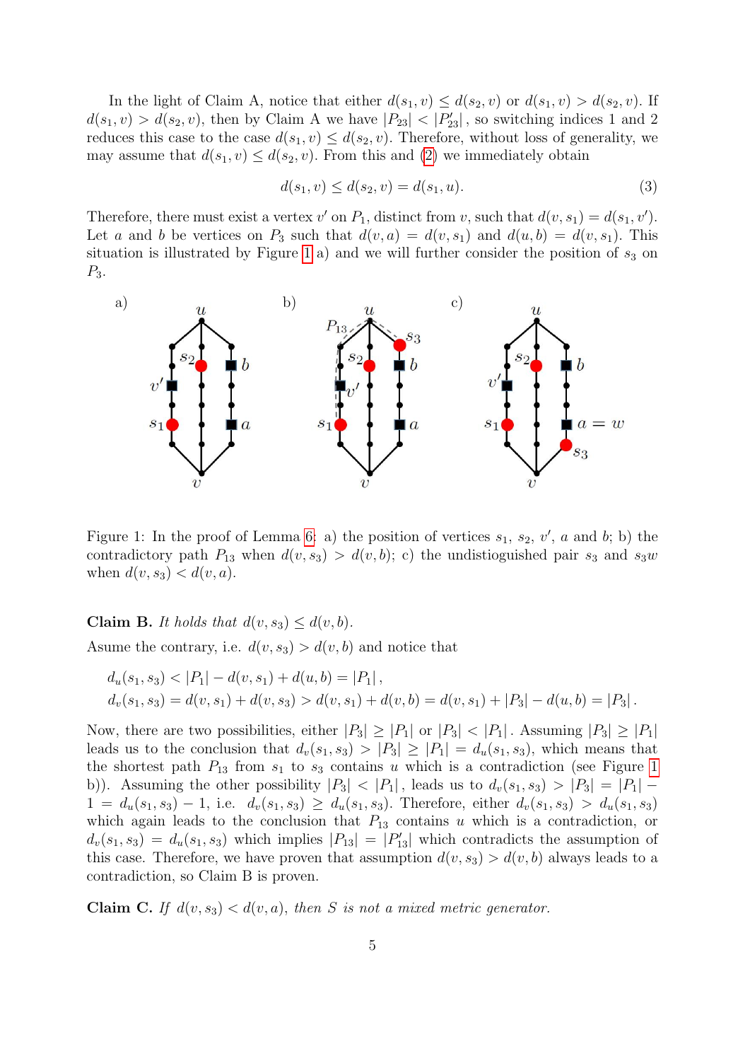In the light of Claim A, notice that either $d(s_1, v) \leq d(s_2, v)$ or $d(s_1, v) > d(s_2, v)$. If $d(s_1, v) > d(s_2, v)$, then by Claim A we have $|P_{23}| < |P'_{23}|$, so switching indices 1 and 2 reduces this case to the case $d(s_1, v) \leq d(s_2, v)$. Therefore, without loss of generality, we may assume that $d(s_1, v) \leq d(s_2, v)$. From this and (2) we immediately obtain

$$d(s_1, v) \leq d(s_2, v) = d(s_1, u). \tag{3}$$

Therefore, there must exist a vertex $v'$ on $P_1$, distinct from $v$, such that $d(v, s_1) = d(s_1, v')$. Let $a$ and $b$ be vertices on $P_3$ such that $d(v, a) = d(v, s_1)$ and $d(u, b) = d(v, s_1)$. This situation is illustrated by Figure 1 a) and we will further consider the position of $s_3$ on $P_3$.

Figure 1: In the proof of Lemma 6: a) the position of vertices $s_1$, $s_2$, $v'$, $a$ and $b$; b) the contradictory path $P_{13}$ when $d(v, s_3) > d(v, b)$; c) the undistioguished pair $s_3$ and $s_3w$ when $d(v, s_3) < d(v, a)$.

**Claim B.** *It holds that* $d(v, s_3) \leq d(v, b)$.

Asume the contrary, i.e. $d(v, s_3) > d(v, b)$ and notice that

$$d_u(s_1, s_3) < |P_1| - d(v, s_1) + d(u, b) = |P_1|,$$
$$d_v(s_1, s_3) = d(v, s_1) + d(v, s_3) > d(v, s_1) + d(v, b) = d(v, s_1) + |P_3| - d(u, b) = |P_3|.$$

Now, there are two possibilities, either $|P_3| \geq |P_1|$ or $|P_3| < |P_1|$. Assuming $|P_3| \geq |P_1|$ leads us to the conclusion that $d_v(s_1, s_3) > |P_3| \geq |P_1| = d_u(s_1, s_3)$, which means that the shortest path $P_{13}$ from $s_1$ to $s_3$ contains $u$ which is a contradiction (see Figure 1 b)). Assuming the other possibility $|P_3| < |P_1|$, leads us to $d_v(s_1, s_3) > |P_3| = |P_1| - 1 = d_u(s_1, s_3) - 1$, i.e. $d_v(s_1, s_3) \geq d_u(s_1, s_3)$. Therefore, either $d_v(s_1, s_3) > d_u(s_1, s_3)$ which again leads to the conclusion that $P_{13}$ contains $u$ which is a contradiction, or $d_v(s_1, s_3) = d_u(s_1, s_3)$ which implies $|P_{13}| = |P'_{13}|$ which contradicts the assumption of this case. Therefore, we have proven that assumption $d(v, s_3) > d(v, b)$ always leads to a contradiction, so Claim B is proven.

**Claim C.** *If* $d(v, s_3) < d(v, a)$, *then* $S$ *is not a mixed metric generator.*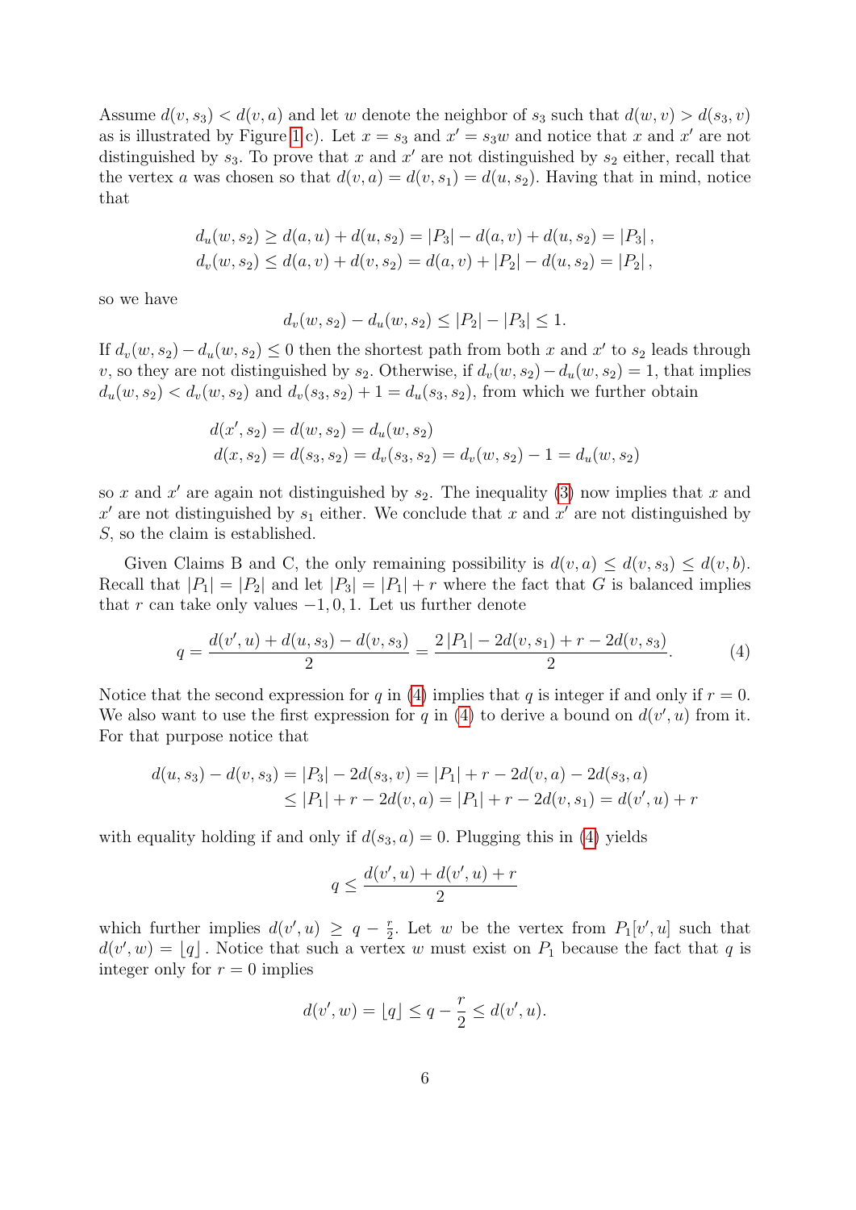Assume $d(v, s_3) < d(v, a)$ and let $w$ denote the neighbor of $s_3$ such that $d(w, v) > d(s_3, v)$ as is illustrated by Figure 1 c). Let $x = s_3$ and $x' = s_3w$ and notice that $x$ and $x'$ are not distinguished by $s_3$. To prove that $x$ and $x'$ are not distinguished by $s_2$ either, recall that the vertex $a$ was chosen so that $d(v, a) = d(v, s_1) = d(u, s_2)$. Having that in mind, notice that

$$
\begin{aligned}
d_u(w, s_2) &\geq d(a, u) + d(u, s_2) = |P_3| - d(a, v) + d(u, s_2) = |P_3|, \\
d_v(w, s_2) &\leq d(a, v) + d(v, s_2) = d(a, v) + |P_2| - d(u, s_2) = |P_2|,
\end{aligned}
$$

so we have

$$
d_v(w, s_2) - d_u(w, s_2) \leq |P_2| - |P_3| \leq 1.
$$

If $d_v(w, s_2) - d_u(w, s_2) \leq 0$ then the shortest path from both $x$ and $x'$ to $s_2$ leads through $v$, so they are not distinguished by $s_2$. Otherwise, if $d_v(w, s_2) - d_u(w, s_2) = 1$, that implies $d_u(w, s_2) < d_v(w, s_2)$ and $d_v(s_3, s_2) + 1 = d_u(s_3, s_2)$, from which we further obtain

$$
\begin{aligned}
d(x', s_2) &= d(w, s_2) = d_u(w, s_2) \\
d(x, s_2) &= d(s_3, s_2) = d_v(s_3, s_2) = d_v(w, s_2) - 1 = d_u(w, s_2)
\end{aligned}
$$

so $x$ and $x'$ are again not distinguished by $s_2$. The inequality (3) now implies that $x$ and $x'$ are not distinguished by $s_1$ either. We conclude that $x$ and $x'$ are not distinguished by $S$, so the claim is established.

Given Claims B and C, the only remaining possibility is $d(v, a) \leq d(v, s_3) \leq d(v, b)$. Recall that $|P_1| = |P_2|$ and let $|P_3| = |P_1| + r$ where the fact that $G$ is balanced implies that $r$ can take only values $-1, 0, 1$. Let us further denote

$$
q = \frac{d(v', u) + d(u, s_3) - d(v, s_3)}{2} = \frac{2|P_1| - 2d(v, s_1) + r - 2d(v, s_3)}{2}. \tag{4}
$$

Notice that the second expression for $q$ in (4) implies that $q$ is integer if and only if $r = 0$. We also want to use the first expression for $q$ in (4) to derive a bound on $d(v', u)$ from it. For that purpose notice that

$$
\begin{aligned}
d(u, s_3) - d(v, s_3) &= |P_3| - 2d(s_3, v) = |P_1| + r - 2d(v, a) - 2d(s_3, a) \\
&\leq |P_1| + r - 2d(v, a) = |P_1| + r - 2d(v, s_1) = d(v', u) + r
\end{aligned}
$$

with equality holding if and only if $d(s_3, a) = 0$. Plugging this in (4) yields

$$
q \leq \frac{d(v', u) + d(v', u) + r}{2}
$$

which further implies $d(v', u) \geq q - \frac{r}{2}$. Let $w$ be the vertex from $P_1[v', u]$ such that $d(v', w) = \lfloor q \rfloor$. Notice that such a vertex $w$ must exist on $P_1$ because the fact that $q$ is integer only for $r = 0$ implies

$$
d(v', w) = \lfloor q \rfloor \leq q - \frac{r}{2} \leq d(v', u).
$$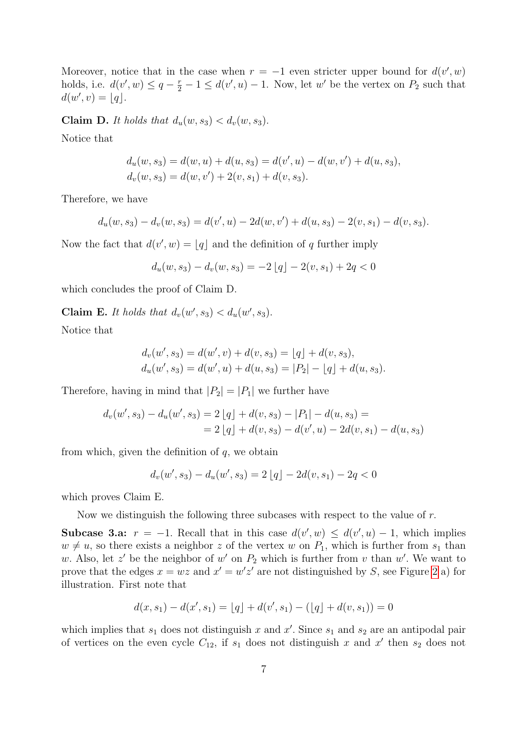Moreover, notice that in the case when $r = -1$ even stricter upper bound for $d(v', w)$ holds, i.e. $d(v', w) \leq q - \frac{r}{2} - 1 \leq d(v', u) - 1$. Now, let $w'$ be the vertex on $P_2$ such that $d(w', v) = \lfloor q \rfloor$.

**Claim D.** *It holds that $d_u(w, s_3) < d_v(w, s_3)$.*

Notice that

$$d_u(w, s_3) = d(w, u) + d(u, s_3) = d(v', u) - d(w, v') + d(u, s_3),$$
$$d_v(w, s_3) = d(w, v') + 2(v, s_1) + d(v, s_3).$$

Therefore, we have

$$d_u(w, s_3) - d_v(w, s_3) = d(v', u) - 2d(w, v') + d(u, s_3) - 2(v, s_1) - d(v, s_3).$$

Now the fact that $d(v', w) = \lfloor q \rfloor$ and the definition of $q$ further imply

$$d_u(w, s_3) - d_v(w, s_3) = -2\lfloor q \rfloor - 2(v, s_1) + 2q < 0$$

which concludes the proof of Claim D.

**Claim E.** *It holds that $d_v(w', s_3) < d_u(w', s_3)$.*

Notice that

$$d_v(w', s_3) = d(w', v) + d(v, s_3) = \lfloor q \rfloor + d(v, s_3),$$
$$d_u(w', s_3) = d(w', u) + d(u, s_3) = |P_2| - \lfloor q \rfloor + d(u, s_3).$$

Therefore, having in mind that $|P_2| = |P_1|$ we further have

$$\begin{aligned} d_v(w', s_3) - d_u(w', s_3) &= 2\lfloor q \rfloor + d(v, s_3) - |P_1| - d(u, s_3) = \\ &= 2\lfloor q \rfloor + d(v, s_3) - d(v', u) - 2d(v, s_1) - d(u, s_3) \end{aligned}$$

from which, given the definition of $q$, we obtain

$$d_v(w', s_3) - d_u(w', s_3) = 2\lfloor q \rfloor - 2d(v, s_1) - 2q < 0$$

which proves Claim E.

Now we distinguish the following three subcases with respect to the value of $r$.

**Subcase 3.a:** $r = -1$. Recall that in this case $d(v', w) \leq d(v', u) - 1$, which implies $w \neq u$, so there exists a neighbor $z$ of the vertex $w$ on $P_1$, which is further from $s_1$ than $w$. Also, let $z'$ be the neighbor of $w'$ on $P_2$ which is further from $v$ than $w'$. We want to prove that the edges $x = wz$ and $x' = w'z'$ are not distinguished by $S$, see Figure 2 a) for illustration. First note that

$$d(x, s_1) - d(x', s_1) = \lfloor q \rfloor + d(v', s_1) - (\lfloor q \rfloor + d(v, s_1)) = 0$$

which implies that $s_1$ does not distinguish $x$ and $x'$. Since $s_1$ and $s_2$ are an antipodal pair of vertices on the even cycle $C_{12}$, if $s_1$ does not distinguish $x$ and $x'$ then $s_2$ does not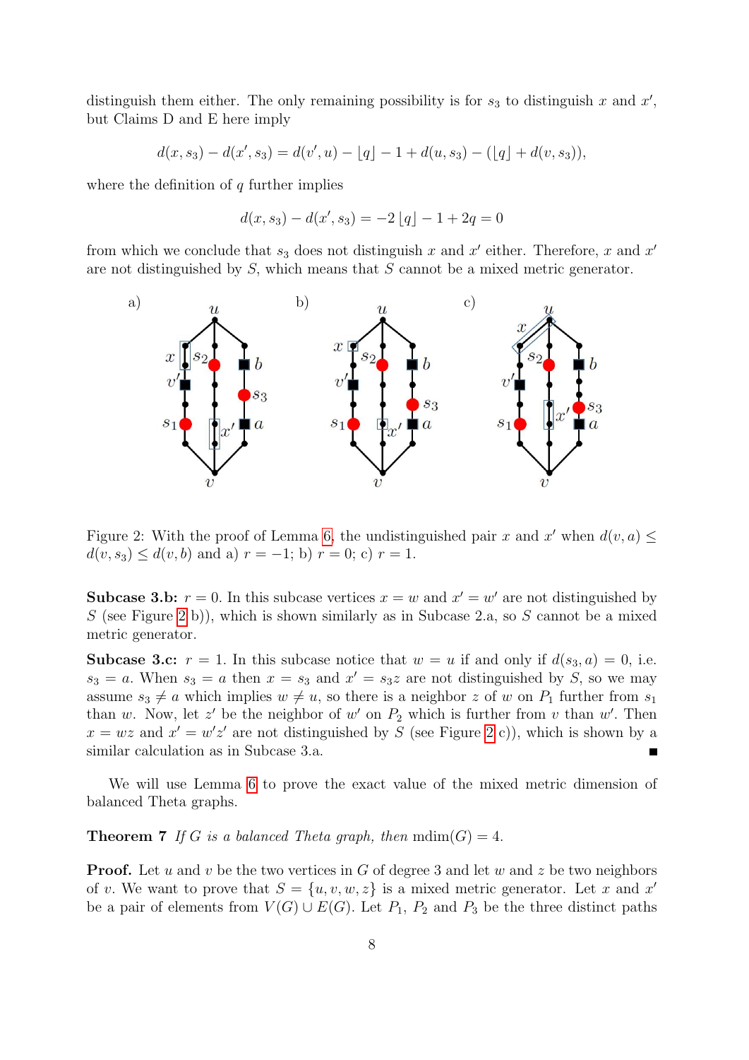distinguish them either. The only remaining possibility is for $s_3$ to distinguish $x$ and $x'$, but Claims D and E here imply

$$d(x, s_3) - d(x', s_3) = d(v', u) - \lfloor q \rfloor - 1 + d(u, s_3) - (\lfloor q \rfloor + d(v, s_3)),$$

where the definition of $q$ further implies

$$d(x, s_3) - d(x', s_3) = -2\lfloor q \rfloor - 1 + 2q = 0$$

from which we conclude that $s_3$ does not distinguish $x$ and $x'$ either. Therefore, $x$ and $x'$ are not distinguished by $S$, which means that $S$ cannot be a mixed metric generator.

Figure 2: With the proof of Lemma 6, the undistinguished pair $x$ and $x'$ when $d(v, a) \leq d(v, s_3) \leq d(v, b)$ and a) $r = -1$; b) $r = 0$; c) $r = 1$.

**Subcase 3.b:** $r = 0$. In this subcase vertices $x = w$ and $x' = w'$ are not distinguished by $S$ (see Figure 2 b)), which is shown similarly as in Subcase 2.a, so $S$ cannot be a mixed metric generator.

**Subcase 3.c:** $r = 1$. In this subcase notice that $w = u$ if and only if $d(s_3, a) = 0$, i.e. $s_3 = a$. When $s_3 = a$ then $x = s_3$ and $x' = s_3 z$ are not distinguished by $S$, so we may assume $s_3 \neq a$ which implies $w \neq u$, so there is a neighbor $z$ of $w$ on $P_1$ further from $s_1$ than $w$. Now, let $z'$ be the neighbor of $w'$ on $P_2$ which is further from $v$ than $w'$. Then $x = wz$ and $x' = w'z'$ are not distinguished by $S$ (see Figure 2 c)), which is shown by a similar calculation as in Subcase 3.a. ∎

We will use Lemma 6 to prove the exact value of the mixed metric dimension of balanced Theta graphs.

**Theorem 7** *If $G$ is a balanced Theta graph, then* $\mathrm{mdim}(G) = 4$.

**Proof.** Let $u$ and $v$ be the two vertices in $G$ of degree 3 and let $w$ and $z$ be two neighbors of $v$. We want to prove that $S = \{u, v, w, z\}$ is a mixed metric generator. Let $x$ and $x'$ be a pair of elements from $V(G) \cup E(G)$. Let $P_1$, $P_2$ and $P_3$ be the three distinct paths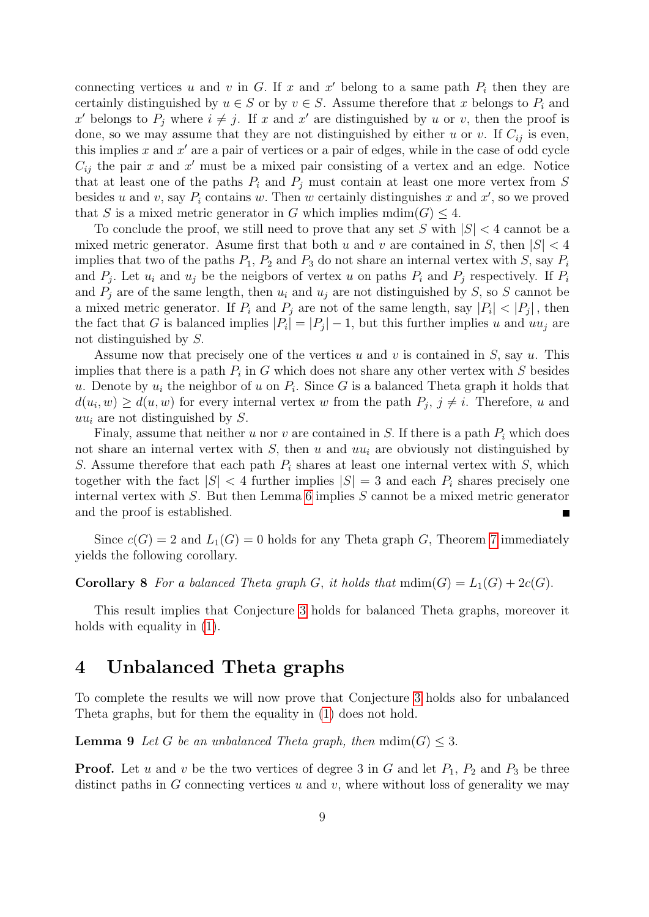connecting vertices $u$ and $v$ in $G$. If $x$ and $x'$ belong to a same path $P_i$ then they are certainly distinguished by $u \in S$ or by $v \in S$. Assume therefore that $x$ belongs to $P_i$ and $x'$ belongs to $P_j$ where $i \neq j$. If $x$ and $x'$ are distinguished by $u$ or $v$, then the proof is done, so we may assume that they are not distinguished by either $u$ or $v$. If $C_{ij}$ is even, this implies $x$ and $x'$ are a pair of vertices or a pair of edges, while in the case of odd cycle $C_{ij}$ the pair $x$ and $x'$ must be a mixed pair consisting of a vertex and an edge. Notice that at least one of the paths $P_i$ and $P_j$ must contain at least one more vertex from $S$ besides $u$ and $v$, say $P_i$ contains $w$. Then $w$ certainly distinguishes $x$ and $x'$, so we proved that $S$ is a mixed metric generator in $G$ which implies $\mathrm{mdim}(G) \leq 4$.

To conclude the proof, we still need to prove that any set $S$ with $|S| < 4$ cannot be a mixed metric generator. Asume first that both $u$ and $v$ are contained in $S$, then $|S| < 4$ implies that two of the paths $P_1$, $P_2$ and $P_3$ do not share an internal vertex with $S$, say $P_i$ and $P_j$. Let $u_i$ and $u_j$ be the neigbors of vertex $u$ on paths $P_i$ and $P_j$ respectively. If $P_i$ and $P_j$ are of the same length, then $u_i$ and $u_j$ are not distinguished by $S$, so $S$ cannot be a mixed metric generator. If $P_i$ and $P_j$ are not of the same length, say $|P_i| < |P_j|$, then the fact that $G$ is balanced implies $|P_i| = |P_j| - 1$, but this further implies $u$ and $uu_j$ are not distinguished by $S$.

Assume now that precisely one of the vertices $u$ and $v$ is contained in $S$, say $u$. This implies that there is a path $P_i$ in $G$ which does not share any other vertex with $S$ besides $u$. Denote by $u_i$ the neighbor of $u$ on $P_i$. Since $G$ is a balanced Theta graph it holds that $d(u_i, w) \geq d(u, w)$ for every internal vertex $w$ from the path $P_j$, $j \neq i$. Therefore, $u$ and $uu_i$ are not distinguished by $S$.

Finaly, assume that neither $u$ nor $v$ are contained in $S$. If there is a path $P_i$ which does not share an internal vertex with $S$, then $u$ and $uu_i$ are obviously not distinguished by $S$. Assume therefore that each path $P_i$ shares at least one internal vertex with $S$, which together with the fact $|S| < 4$ further implies $|S| = 3$ and each $P_i$ shares precisely one internal vertex with $S$. But then Lemma 6 implies $S$ cannot be a mixed metric generator and the proof is established. ∎

Since $c(G) = 2$ and $L_1(G) = 0$ holds for any Theta graph $G$, Theorem 7 immediately yields the following corollary.

**Corollary 8** *For a balanced Theta graph $G$, it holds that $\mathrm{mdim}(G) = L_1(G) + 2c(G)$.*

This result implies that Conjecture 3 holds for balanced Theta graphs, moreover it holds with equality in (1).

# 4 Unbalanced Theta graphs

To complete the results we will now prove that Conjecture 3 holds also for unbalanced Theta graphs, but for them the equality in (1) does not hold.

**Lemma 9** *Let $G$ be an unbalanced Theta graph, then $\mathrm{mdim}(G) \leq 3$.*

**Proof.** Let $u$ and $v$ be the two vertices of degree 3 in $G$ and let $P_1$, $P_2$ and $P_3$ be three distinct paths in $G$ connecting vertices $u$ and $v$, where without loss of generality we may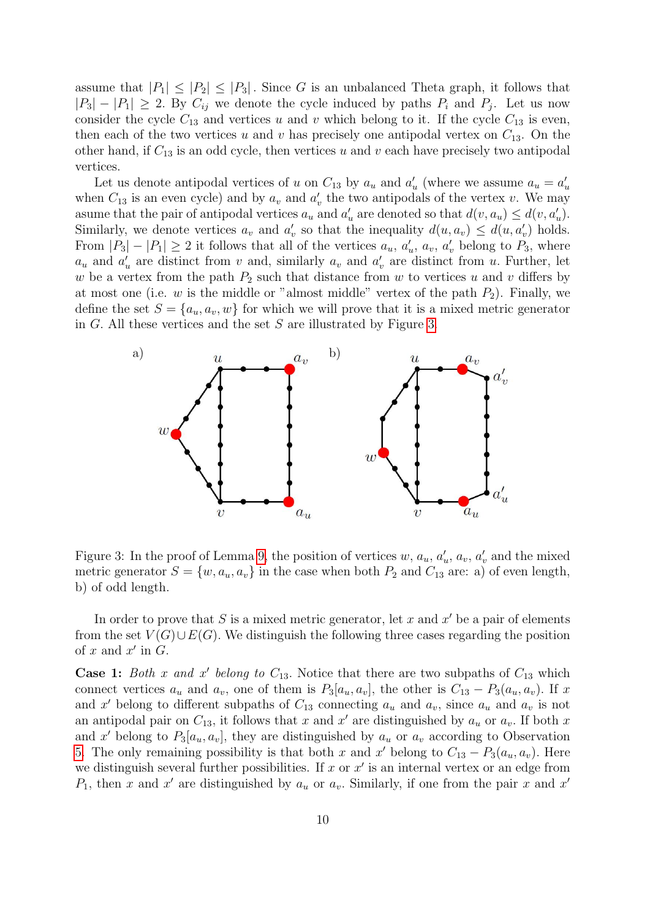assume that $|P_1| \leq |P_2| \leq |P_3|$. Since $G$ is an unbalanced Theta graph, it follows that $|P_3| - |P_1| \geq 2$. By $C_{ij}$ we denote the cycle induced by paths $P_i$ and $P_j$. Let us now consider the cycle $C_{13}$ and vertices $u$ and $v$ which belong to it. If the cycle $C_{13}$ is even, then each of the two vertices $u$ and $v$ has precisely one antipodal vertex on $C_{13}$. On the other hand, if $C_{13}$ is an odd cycle, then vertices $u$ and $v$ each have precisely two antipodal vertices.

Let us denote antipodal vertices of $u$ on $C_{13}$ by $a_u$ and $a_u'$ (where we assume $a_u = a_u'$ when $C_{13}$ is an even cycle) and by $a_v$ and $a_v'$ the two antipodals of the vertex $v$. We may asume that the pair of antipodal vertices $a_u$ and $a_u'$ are denoted so that $d(v, a_u) \leq d(v, a_u')$. Similarly, we denote vertices $a_v$ and $a_v'$ so that the inequality $d(u, a_v) \leq d(u, a_v')$ holds. From $|P_3| - |P_1| \geq 2$ it follows that all of the vertices $a_u$, $a_u'$, $a_v$, $a_v'$ belong to $P_3$, where $a_u$ and $a_u'$ are distinct from $v$ and, similarly $a_v$ and $a_v'$ are distinct from $u$. Further, let $w$ be a vertex from the path $P_2$ such that distance from $w$ to vertices $u$ and $v$ differs by at most one (i.e. $w$ is the middle or "almost middle" vertex of the path $P_2$). Finally, we define the set $S = \{a_u, a_v, w\}$ for which we will prove that it is a mixed metric generator in $G$. All these vertices and the set $S$ are illustrated by Figure 3.

Figure 3: In the proof of Lemma 9, the position of vertices $w$, $a_u$, $a_u'$, $a_v$, $a_v'$ and the mixed metric generator $S = \{w, a_u, a_v\}$ in the case when both $P_2$ and $C_{13}$ are: a) of even length, b) of odd length.

In order to prove that $S$ is a mixed metric generator, let $x$ and $x'$ be a pair of elements from the set $V(G) \cup E(G)$. We distinguish the following three cases regarding the position of $x$ and $x'$ in $G$.

**Case 1:** *Both $x$ and $x'$ belong to $C_{13}$.* Notice that there are two subpaths of $C_{13}$ which connect vertices $a_u$ and $a_v$, one of them is $P_3[a_u, a_v]$, the other is $C_{13} - P_3(a_u, a_v)$. If $x$ and $x'$ belong to different subpaths of $C_{13}$ connecting $a_u$ and $a_v$, since $a_u$ and $a_v$ is not an antipodal pair on $C_{13}$, it follows that $x$ and $x'$ are distinguished by $a_u$ or $a_v$. If both $x$ and $x'$ belong to $P_3[a_u, a_v]$, they are distinguished by $a_u$ or $a_v$ according to Observation 5. The only remaining possibility is that both $x$ and $x'$ belong to $C_{13} - P_3(a_u, a_v)$. Here we distinguish several further possibilities. If $x$ or $x'$ is an internal vertex or an edge from $P_1$, then $x$ and $x'$ are distinguished by $a_u$ or $a_v$. Similarly, if one from the pair $x$ and $x'$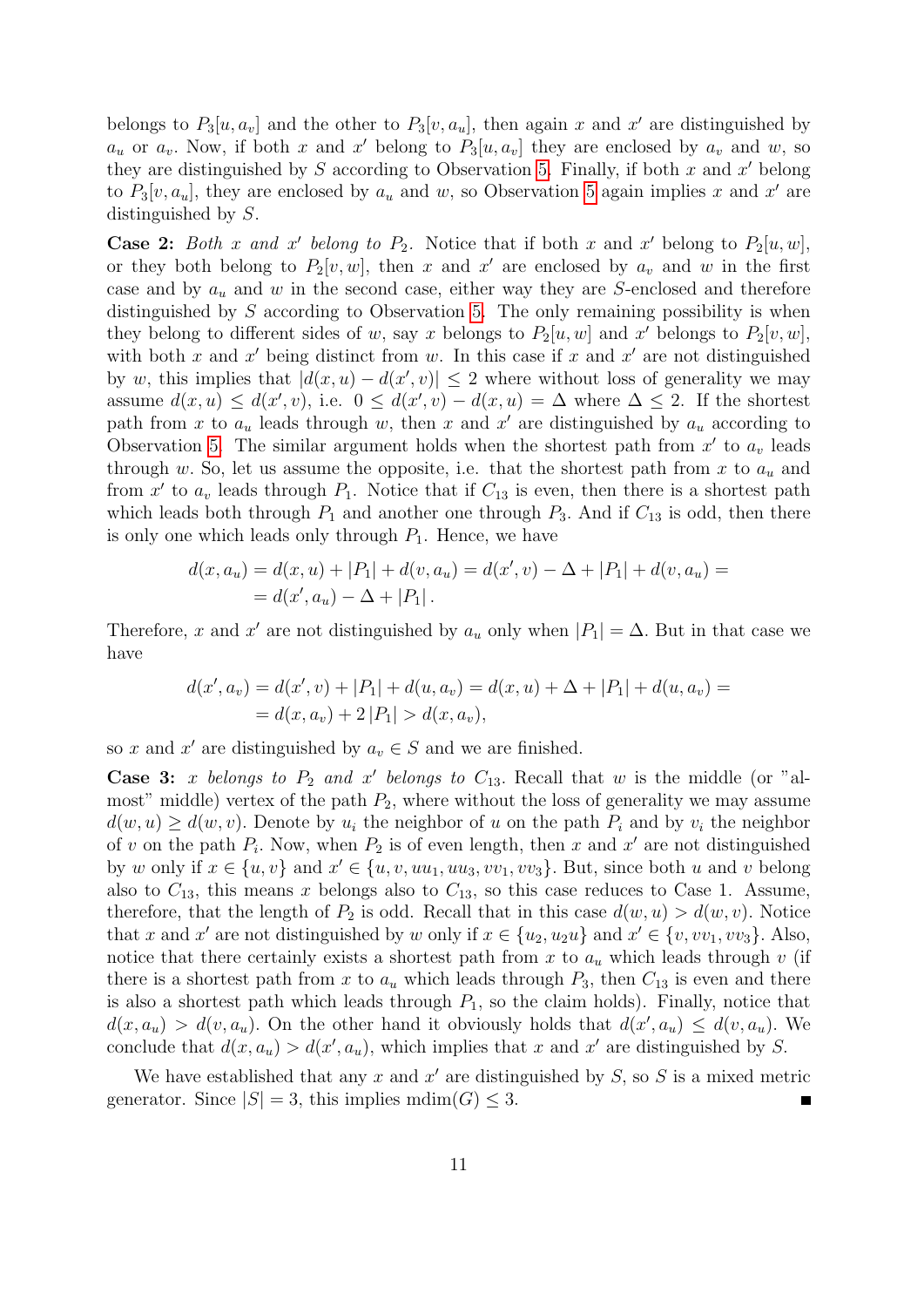belongs to $P_3[u, a_v]$ and the other to $P_3[v, a_u]$, then again $x$ and $x'$ are distinguished by $a_u$ or $a_v$. Now, if both $x$ and $x'$ belong to $P_3[u, a_v]$ they are enclosed by $a_v$ and $w$, so they are distinguished by $S$ according to Observation 5. Finally, if both $x$ and $x'$ belong to $P_3[v, a_u]$, they are enclosed by $a_u$ and $w$, so Observation 5 again implies $x$ and $x'$ are distinguished by $S$.

**Case 2:** *Both $x$ and $x'$ belong to $P_2$.* Notice that if both $x$ and $x'$ belong to $P_2[u, w]$, or they both belong to $P_2[v, w]$, then $x$ and $x'$ are enclosed by $a_v$ and $w$ in the first case and by $a_u$ and $w$ in the second case, either way they are $S$-enclosed and therefore distinguished by $S$ according to Observation 5. The only remaining possibility is when they belong to different sides of $w$, say $x$ belongs to $P_2[u, w]$ and $x'$ belongs to $P_2[v, w]$, with both $x$ and $x'$ being distinct from $w$. In this case if $x$ and $x'$ are not distinguished by $w$, this implies that $|d(x, u) - d(x', v)| \leq 2$ where without loss of generality we may assume $d(x, u) \leq d(x', v)$, i.e. $0 \leq d(x', v) - d(x, u) = \Delta$ where $\Delta \leq 2$. If the shortest path from $x$ to $a_u$ leads through $w$, then $x$ and $x'$ are distinguished by $a_u$ according to Observation 5. The similar argument holds when the shortest path from $x'$ to $a_v$ leads through $w$. So, let us assume the opposite, i.e. that the shortest path from $x$ to $a_u$ and from $x'$ to $a_v$ leads through $P_1$. Notice that if $C_{13}$ is even, then there is a shortest path which leads both through $P_1$ and another one through $P_3$. And if $C_{13}$ is odd, then there is only one which leads only through $P_1$. Hence, we have

$$
\begin{aligned}
d(x, a_u) &= d(x, u) + |P_1| + d(v, a_u) = d(x', v) - \Delta + |P_1| + d(v, a_u) = \\
&= d(x', a_u) - \Delta + |P_1| \, .
\end{aligned}
$$

Therefore, $x$ and $x'$ are not distinguished by $a_u$ only when $|P_1| = \Delta$. But in that case we have

$$
\begin{aligned}
d(x', a_v) &= d(x', v) + |P_1| + d(u, a_v) = d(x, u) + \Delta + |P_1| + d(u, a_v) = \\
&= d(x, a_v) + 2\,|P_1| > d(x, a_v),
\end{aligned}
$$

so $x$ and $x'$ are distinguished by $a_v \in S$ and we are finished.

**Case 3:** *$x$ belongs to $P_2$ and $x'$ belongs to $C_{13}$.* Recall that $w$ is the middle (or "almost" middle) vertex of the path $P_2$, where without the loss of generality we may assume $d(w, u) \geq d(w, v)$. Denote by $u_i$ the neighbor of $u$ on the path $P_i$ and by $v_i$ the neighbor of $v$ on the path $P_i$. Now, when $P_2$ is of even length, then $x$ and $x'$ are not distinguished by $w$ only if $x \in \{u, v\}$ and $x' \in \{u, v, uu_1, uu_3, vv_1, vv_3\}$. But, since both $u$ and $v$ belong also to $C_{13}$, this means $x$ belongs also to $C_{13}$, so this case reduces to Case 1. Assume, therefore, that the length of $P_2$ is odd. Recall that in this case $d(w, u) > d(w, v)$. Notice that $x$ and $x'$ are not distinguished by $w$ only if $x \in \{u_2, u_2u\}$ and $x' \in \{v, vv_1, vv_3\}$. Also, notice that there certainly exists a shortest path from $x$ to $a_u$ which leads through $v$ (if there is a shortest path from $x$ to $a_u$ which leads through $P_3$, then $C_{13}$ is even and there is also a shortest path which leads through $P_1$, so the claim holds). Finally, notice that $d(x, a_u) > d(v, a_u)$. On the other hand it obviously holds that $d(x', a_u) \leq d(v, a_u)$. We conclude that $d(x, a_u) > d(x', a_u)$, which implies that $x$ and $x'$ are distinguished by $S$.

We have established that any $x$ and $x'$ are distinguished by $S$, so $S$ is a mixed metric generator. Since $|S| = 3$, this implies $\text{mdim}(G) \leq 3$. ■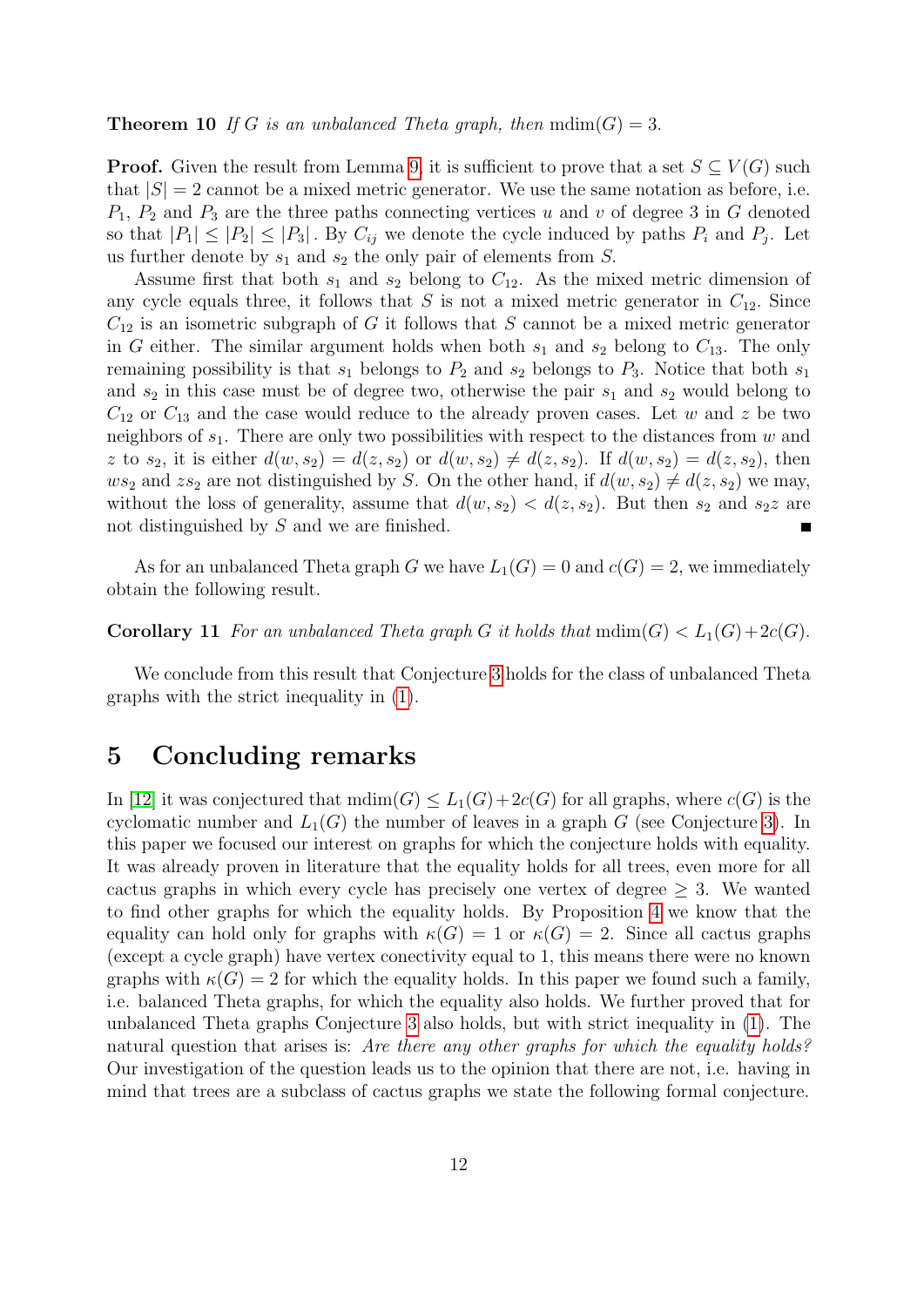**Theorem 10** *If $G$ is an unbalanced Theta graph, then* $\text{mdim}(G) = 3$.

**Proof.** Given the result from Lemma 9, it is sufficient to prove that a set $S \subseteq V(G)$ such that $|S| = 2$ cannot be a mixed metric generator. We use the same notation as before, i.e. $P_1$, $P_2$ and $P_3$ are the three paths connecting vertices $u$ and $v$ of degree 3 in $G$ denoted so that $|P_1| \leq |P_2| \leq |P_3|$. By $C_{ij}$ we denote the cycle induced by paths $P_i$ and $P_j$. Let us further denote by $s_1$ and $s_2$ the only pair of elements from $S$.

Assume first that both $s_1$ and $s_2$ belong to $C_{12}$. As the mixed metric dimension of any cycle equals three, it follows that $S$ is not a mixed metric generator in $C_{12}$. Since $C_{12}$ is an isometric subgraph of $G$ it follows that $S$ cannot be a mixed metric generator in $G$ either. The similar argument holds when both $s_1$ and $s_2$ belong to $C_{13}$. The only remaining possibility is that $s_1$ belongs to $P_2$ and $s_2$ belongs to $P_3$. Notice that both $s_1$ and $s_2$ in this case must be of degree two, otherwise the pair $s_1$ and $s_2$ would belong to $C_{12}$ or $C_{13}$ and the case would reduce to the already proven cases. Let $w$ and $z$ be two neighbors of $s_1$. There are only two possibilities with respect to the distances from $w$ and $z$ to $s_2$, it is either $d(w, s_2) = d(z, s_2)$ or $d(w, s_2) \neq d(z, s_2)$. If $d(w, s_2) = d(z, s_2)$, then $ws_2$ and $zs_2$ are not distinguished by $S$. On the other hand, if $d(w, s_2) \neq d(z, s_2)$ we may, without the loss of generality, assume that $d(w, s_2) < d(z, s_2)$. But then $s_2$ and $s_2z$ are not distinguished by $S$ and we are finished. ∎

As for an unbalanced Theta graph $G$ we have $L_1(G) = 0$ and $c(G) = 2$, we immediately obtain the following result.

**Corollary 11** *For an unbalanced Theta graph $G$ it holds that* $\text{mdim}(G) < L_1(G) + 2c(G)$.

We conclude from this result that Conjecture 3 holds for the class of unbalanced Theta graphs with the strict inequality in (1).

## 5 Concluding remarks

In [12] it was conjectured that $\text{mdim}(G) \leq L_1(G) + 2c(G)$ for all graphs, where $c(G)$ is the cyclomatic number and $L_1(G)$ the number of leaves in a graph $G$ (see Conjecture 3). In this paper we focused our interest on graphs for which the conjecture holds with equality. It was already proven in literature that the equality holds for all trees, even more for all cactus graphs in which every cycle has precisely one vertex of degree $\geq 3$. We wanted to find other graphs for which the equality holds. By Proposition 4 we know that the equality can hold only for graphs with $\kappa(G) = 1$ or $\kappa(G) = 2$. Since all cactus graphs (except a cycle graph) have vertex conectivity equal to 1, this means there were no known graphs with $\kappa(G) = 2$ for which the equality holds. In this paper we found such a family, i.e. balanced Theta graphs, for which the equality also holds. We further proved that for unbalanced Theta graphs Conjecture 3 also holds, but with strict inequality in (1). The natural question that arises is: *Are there any other graphs for which the equality holds?* Our investigation of the question leads us to the opinion that there are not, i.e. having in mind that trees are a subclass of cactus graphs we state the following formal conjecture.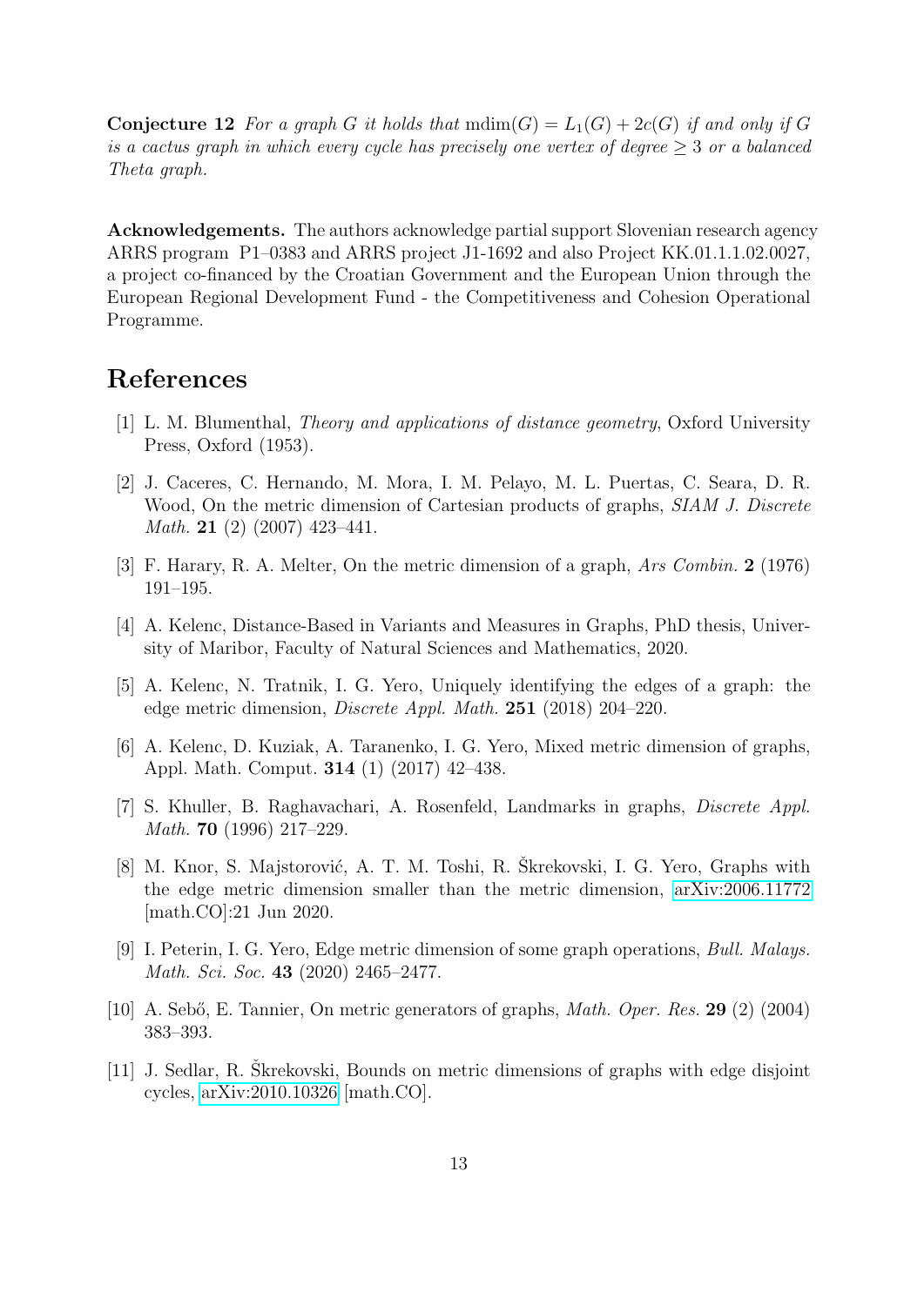**Conjecture 12** *For a graph $G$ it holds that* $\text{mdim}(G) = L_1(G) + 2c(G)$ *if and only if $G$ is a cactus graph in which every cycle has precisely one vertex of degree $\geq 3$ or a balanced Theta graph.*

**Acknowledgements.** The authors acknowledge partial support Slovenian research agency ARRS program P1–0383 and ARRS project J1-1692 and also Project KK.01.1.1.02.0027, a project co-financed by the Croatian Government and the European Union through the European Regional Development Fund - the Competitiveness and Cohesion Operational Programme.

# References

[1] L. M. Blumenthal, *Theory and applications of distance geometry*, Oxford University Press, Oxford (1953).

[2] J. Caceres, C. Hernando, M. Mora, I. M. Pelayo, M. L. Puertas, C. Seara, D. R. Wood, On the metric dimension of Cartesian products of graphs, *SIAM J. Discrete Math.* **21** (2) (2007) 423–441.

[3] F. Harary, R. A. Melter, On the metric dimension of a graph, *Ars Combin.* **2** (1976) 191–195.

[4] A. Kelenc, Distance-Based in Variants and Measures in Graphs, PhD thesis, University of Maribor, Faculty of Natural Sciences and Mathematics, 2020.

[5] A. Kelenc, N. Tratnik, I. G. Yero, Uniquely identifying the edges of a graph: the edge metric dimension, *Discrete Appl. Math.* **251** (2018) 204–220.

[6] A. Kelenc, D. Kuziak, A. Taranenko, I. G. Yero, Mixed metric dimension of graphs, Appl. Math. Comput. **314** (1) (2017) 42–438.

[7] S. Khuller, B. Raghavachari, A. Rosenfeld, Landmarks in graphs, *Discrete Appl. Math.* **70** (1996) 217–229.

[8] M. Knor, S. Majstorović, A. T. M. Toshi, R. Škrekovski, I. G. Yero, Graphs with the edge metric dimension smaller than the metric dimension, arXiv:2006.11772 [math.CO]:21 Jun 2020.

[9] I. Peterin, I. G. Yero, Edge metric dimension of some graph operations, *Bull. Malays. Math. Sci. Soc.* **43** (2020) 2465–2477.

[10] A. Sebő, E. Tannier, On metric generators of graphs, *Math. Oper. Res.* **29** (2) (2004) 383–393.

[11] J. Sedlar, R. Škrekovski, Bounds on metric dimensions of graphs with edge disjoint cycles, arXiv:2010.10326 [math.CO].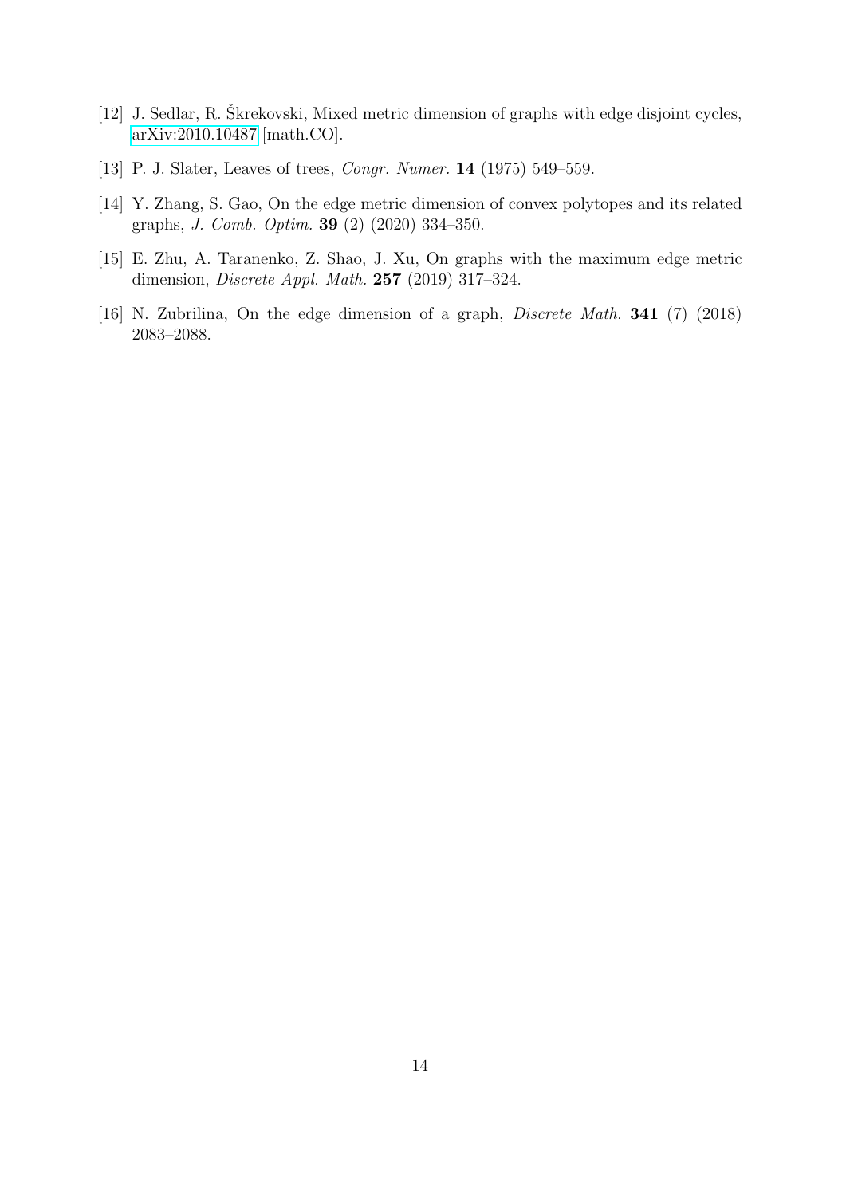[12] J. Sedlar, R. Škrekovski, Mixed metric dimension of graphs with edge disjoint cycles, arXiv:2010.10487 [math.CO].

[13] P. J. Slater, Leaves of trees, *Congr. Numer.* **14** (1975) 549–559.

[14] Y. Zhang, S. Gao, On the edge metric dimension of convex polytopes and its related graphs, *J. Comb. Optim.* **39** (2) (2020) 334–350.

[15] E. Zhu, A. Taranenko, Z. Shao, J. Xu, On graphs with the maximum edge metric dimension, *Discrete Appl. Math.* **257** (2019) 317–324.

[16] N. Zubrilina, On the edge dimension of a graph, *Discrete Math.* **341** (7) (2018) 2083–2088.